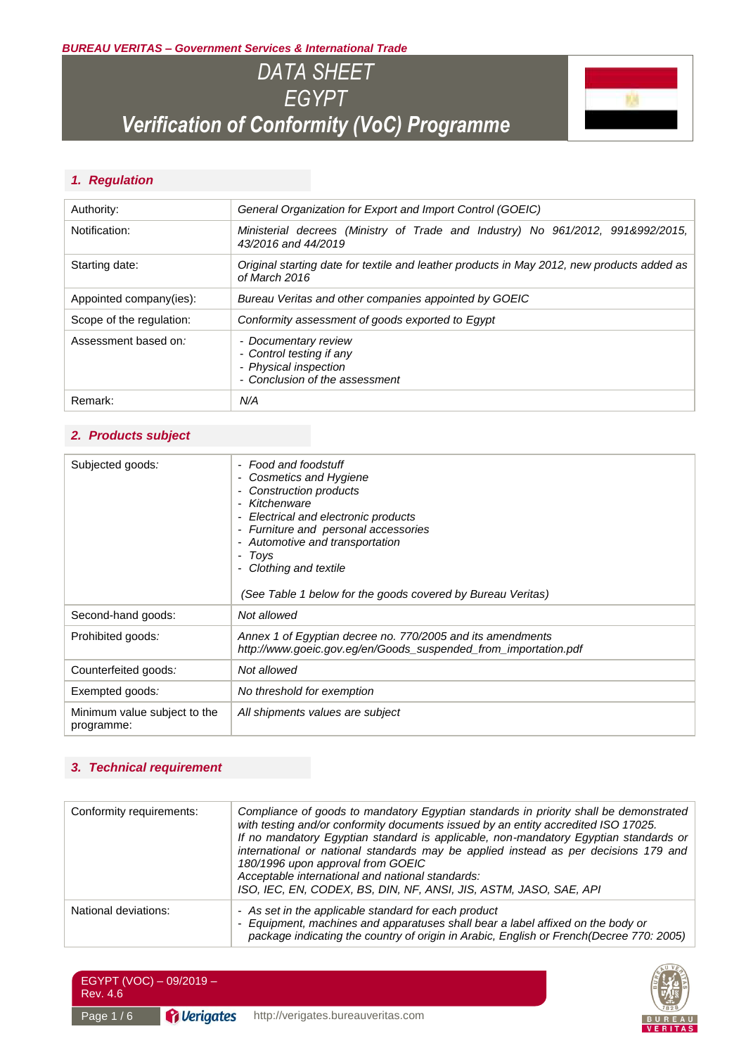**BUREAU VERITAS – Government Services & International Trade**

# DATA SHEET
# EGYPT
# Verification of Conformity (VoC) Programme

## 1. Regulation

| | |
|---|---|
| Authority: | *General Organization for Export and Import Control (GOEIC)* |
| Notification: | *Ministerial decrees (Ministry of Trade and Industry) No 961/2012, 991&992/2015, 43/2016 and 44/2019* |
| Starting date: | *Original starting date for textile and leather products in May 2012, new products added as of March 2016* |
| Appointed company(ies): | *Bureau Veritas and other companies appointed by GOEIC* |
| Scope of the regulation: | *Conformity assessment of goods exported to Egypt* |
| Assessment based on: | *- Documentary review*<br>*- Control testing if any*<br>*- Physical inspection*<br>*- Conclusion of the assessment* |
| Remark: | *N/A* |

## 2. Products subject

| | |
|---|---|
| Subjected goods: | *- Food and foodstuff*<br>*- Cosmetics and Hygiene*<br>*- Construction products*<br>*- Kitchenware*<br>*- Electrical and electronic products*<br>*- Furniture and personal accessories*<br>*- Automotive and transportation*<br>*- Toys*<br>*- Clothing and textile*<br><br>*(See Table 1 below for the goods covered by Bureau Veritas)* |
| Second-hand goods: | *Not allowed* |
| Prohibited goods: | *Annex 1 of Egyptian decree no. 770/2005 and its amendments*<br>*http://www.goeic.gov.eg/en/Goods_suspended_from_importation.pdf* |
| Counterfeited goods: | *Not allowed* |
| Exempted goods: | *No threshold for exemption* |
| Minimum value subject to the programme: | *All shipments values are subject* |

## 3. Technical requirement

| | |
|---|---|
| Conformity requirements: | *Compliance of goods to mandatory Egyptian standards in priority shall be demonstrated with testing and/or conformity documents issued by an entity accredited ISO 17025.*<br>*If no mandatory Egyptian standard is applicable, non-mandatory Egyptian standards or international or national standards may be applied instead as per decisions 179 and 180/1996 upon approval from GOEIC*<br>*Acceptable international and national standards:*<br>*ISO, IEC, EN, CODEX, BS, DIN, NF, ANSI, JIS, ASTM, JASO, SAE, API* |
| National deviations: | *- As set in the applicable standard for each product*<br>*- Equipment, machines and apparatuses shall bear a label affixed on the body or package indicating the country of origin in Arabic, English or French(Decree 770: 2005)* |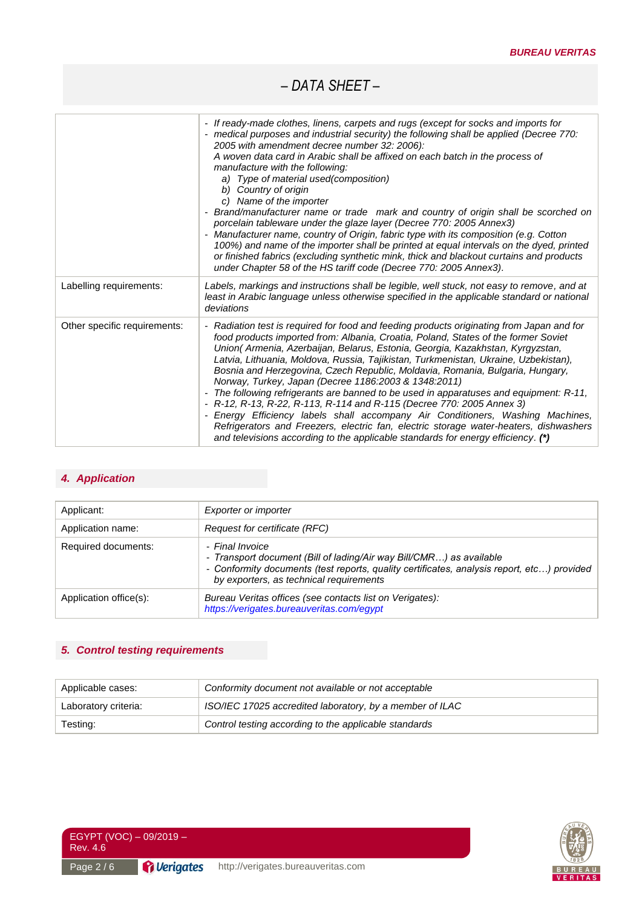– DATA SHEET –

| | |
|---|---|
| | - *If ready-made clothes, linens, carpets and rugs (except for socks and imports for* <br> - *medical purposes and industrial security) the following shall be applied (Decree 770: 2005 with amendment decree number 32: 2006):* <br> *A woven data card in Arabic shall be affixed on each batch in the process of manufacture with the following:* <br> *a) Type of material used(composition)* <br> *b) Country of origin* <br> *c) Name of the importer* <br> - *Brand/manufacturer name or trade mark and country of origin shall be scorched on porcelain tableware under the glaze layer (Decree 770: 2005 Annex3)* <br> - *Manufacturer name, country of Origin, fabric type with its composition (e.g. Cotton 100%) and name of the importer shall be printed at equal intervals on the dyed, printed or finished fabrics (excluding synthetic mink, thick and blackout curtains and products under Chapter 58 of the HS tariff code (Decree 770: 2005 Annex3).* |
| Labelling requirements: | *Labels, markings and instructions shall be legible, well stuck, not easy to remove, and at least in Arabic language unless otherwise specified in the applicable standard or national deviations* |
| Other specific requirements: | - *Radiation test is required for food and feeding products originating from Japan and for food products imported from: Albania, Croatia, Poland, States of the former Soviet Union( Armenia, Azerbaijan, Belarus, Estonia, Georgia, Kazakhstan, Kyrgyzstan, Latvia, Lithuania, Moldova, Russia, Tajikistan, Turkmenistan, Ukraine, Uzbekistan), Bosnia and Herzegovina, Czech Republic, Moldavia, Romania, Bulgaria, Hungary, Norway, Turkey, Japan (Decree 1186:2003 & 1348:2011)* <br> - *The following refrigerants are banned to be used in apparatuses and equipment: R-11,* <br> - *R-12, R-13, R-22, R-113, R-114 and R-115 (Decree 770: 2005 Annex 3)* <br> - *Energy Efficiency labels shall accompany Air Conditioners, Washing Machines, Refrigerators and Freezers, electric fan, electric storage water-heaters, dishwashers and televisions according to the applicable standards for energy efficiency.* ***(\*)*** |

## 4. Application

| | |
|---|---|
| Applicant: | *Exporter or importer* |
| Application name: | *Request for certificate (RFC)* |
| Required documents: | - *Final Invoice* <br> - *Transport document (Bill of lading/Air way Bill/CMR…) as available* <br> - *Conformity documents (test reports, quality certificates, analysis report, etc…) provided by exporters, as technical requirements* |
| Application office(s): | *Bureau Veritas offices (see contacts list on Verigates):* <br> *https://verigates.bureauveritas.com/egypt* |

## 5. Control testing requirements

| | |
|---|---|
| Applicable cases: | *Conformity document not available or not acceptable* |
| Laboratory criteria: | *ISO/IEC 17025 accredited laboratory, by a member of ILAC* |
| Testing: | *Control testing according to the applicable standards* |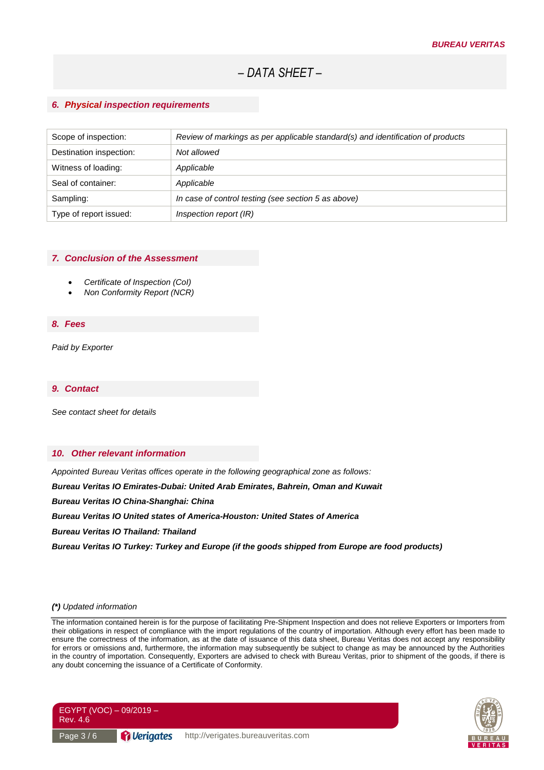## 6. Physical inspection requirements

| Scope of inspection: | *Review of markings as per applicable standard(s) and identification of products* |
|---|---|
| Destination inspection: | *Not allowed* |
| Witness of loading: | *Applicable* |
| Seal of container: | *Applicable* |
| Sampling: | *In case of control testing (see section 5 as above)* |
| Type of report issued: | *Inspection report (IR)* |

## 7. Conclusion of the Assessment

- *Certificate of Inspection (CoI)*
- *Non Conformity Report (NCR)*

## 8. Fees

*Paid by Exporter*

## 9. Contact

*See contact sheet for details*

## 10. Other relevant information

*Appointed Bureau Veritas offices operate in the following geographical zone as follows:*

***Bureau Veritas IO Emirates-Dubai: United Arab Emirates, Bahrein, Oman and Kuwait***

***Bureau Veritas IO China-Shanghai: China***

***Bureau Veritas IO United states of America-Houston: United States of America***

***Bureau Veritas IO Thailand: Thailand***

***Bureau Veritas IO Turkey: Turkey and Europe (if the goods shipped from Europe are food products)***

***(\*)*** *Updated information*

The information contained herein is for the purpose of facilitating Pre-Shipment Inspection and does not relieve Exporters or Importers from their obligations in respect of compliance with the import regulations of the country of importation. Although every effort has been made to ensure the correctness of the information, as at the date of issuance of this data sheet, Bureau Veritas does not accept any responsibility for errors or omissions and, furthermore, the information may subsequently be subject to change as may be announced by the Authorities in the country of importation. Consequently, Exporters are advised to check with Bureau Veritas, prior to shipment of the goods, if there is any doubt concerning the issuance of a Certificate of Conformity.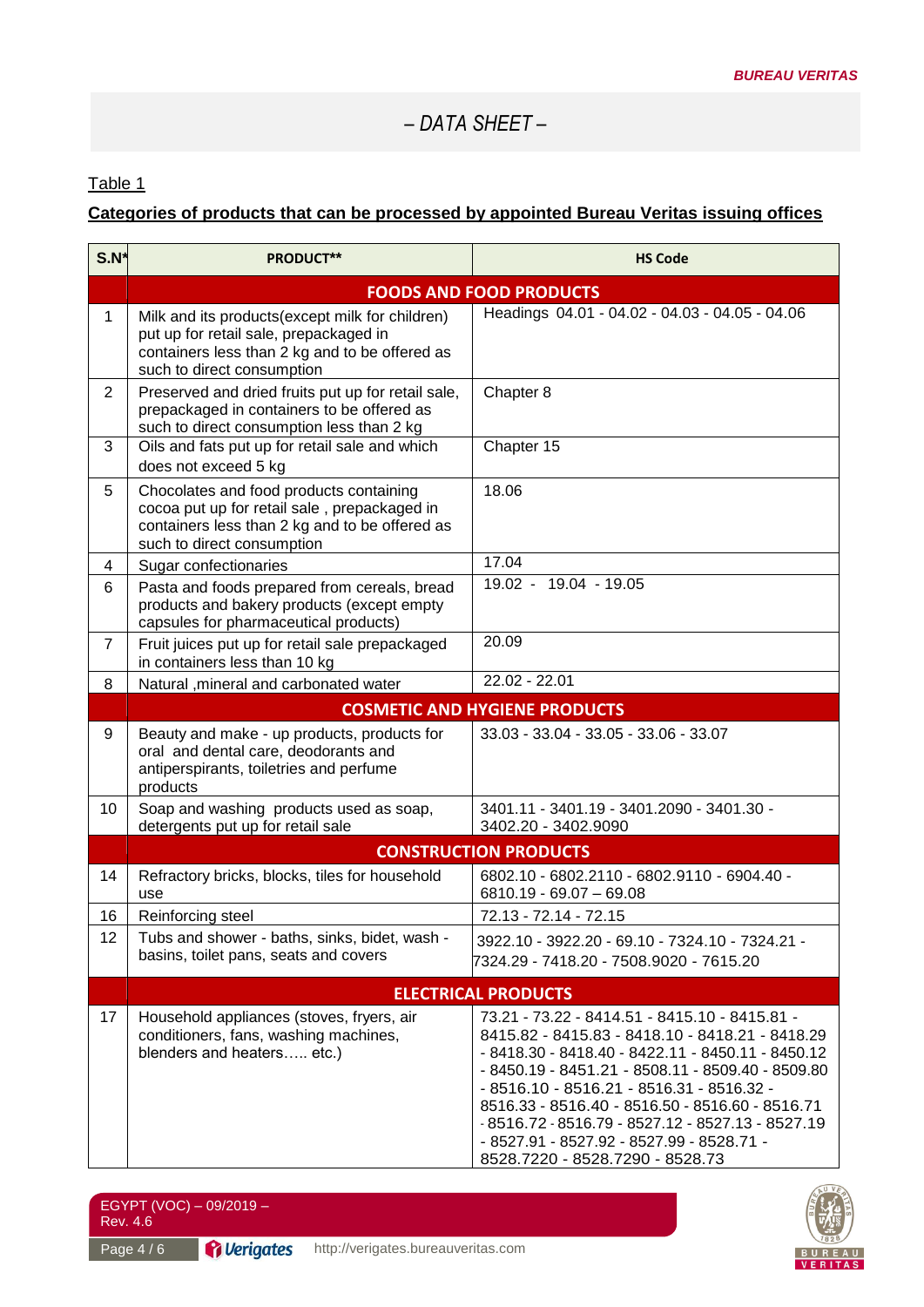## – DATA SHEET –

Table 1

**Categories of products that can be processed by appointed Bureau Veritas issuing offices**

| S.N* | PRODUCT** | HS Code |
| --- | --- | --- |
| | **FOODS AND FOOD PRODUCTS** | |
| 1 | Milk and its products(except milk for children) put up for retail sale, prepackaged in containers less than 2 kg and to be offered as such to direct consumption | Headings 04.01 - 04.02 - 04.03 - 04.05 - 04.06 |
| 2 | Preserved and dried fruits put up for retail sale, prepackaged in containers to be offered as such to direct consumption less than 2 kg | Chapter 8 |
| 3 | Oils and fats put up for retail sale and which does not exceed 5 kg | Chapter 15 |
| 5 | Chocolates and food products containing cocoa put up for retail sale , prepackaged in containers less than 2 kg and to be offered as such to direct consumption | 18.06 |
| 4 | Sugar confectionaries | 17.04 |
| 6 | Pasta and foods prepared from cereals, bread products and bakery products (except empty capsules for pharmaceutical products) | 19.02 - 19.04 - 19.05 |
| 7 | Fruit juices put up for retail sale prepackaged in containers less than 10 kg | 20.09 |
| 8 | Natural ,mineral and carbonated water | 22.02 - 22.01 |
| | **COSMETIC AND HYGIENE PRODUCTS** | |
| 9 | Beauty and make - up products, products for oral and dental care, deodorants and antiperspirants, toiletries and perfume products | 33.03 - 33.04 - 33.05 - 33.06 - 33.07 |
| 10 | Soap and washing products used as soap, detergents put up for retail sale | 3401.11 - 3401.19 - 3401.2090 - 3401.30 - 3402.20 - 3402.9090 |
| | **CONSTRUCTION PRODUCTS** | |
| 14 | Refractory bricks, blocks, tiles for household use | 6802.10 - 6802.2110 - 6802.9110 - 6904.40 - 6810.19 - 69.07 – 69.08 |
| 16 | Reinforcing steel | 72.13 - 72.14 - 72.15 |
| 12 | Tubs and shower - baths, sinks, bidet, wash - basins, toilet pans, seats and covers | 3922.10 - 3922.20 - 69.10 - 7324.10 - 7324.21 - 7324.29 - 7418.20 - 7508.9020 - 7615.20 |
| | **ELECTRICAL PRODUCTS** | |
| 17 | Household appliances (stoves, fryers, air conditioners, fans, washing machines, blenders and heaters….. etc.) | 73.21 - 73.22 - 8414.51 - 8415.10 - 8415.81 - 8415.82 - 8415.83 - 8418.10 - 8418.21 - 8418.29 - 8418.30 - 8418.40 - 8422.11 - 8450.11 - 8450.12 - 8450.19 - 8451.21 - 8508.11 - 8509.40 - 8509.80 - 8516.10 - 8516.21 - 8516.31 - 8516.32 - 8516.33 - 8516.40 - 8516.50 - 8516.60 - 8516.71 - 8516.72 - 8516.79 - 8527.12 - 8527.13 - 8527.19 - 8527.91 - 8527.92 - 8527.99 - 8528.71 - 8528.7220 - 8528.7290 - 8528.73 |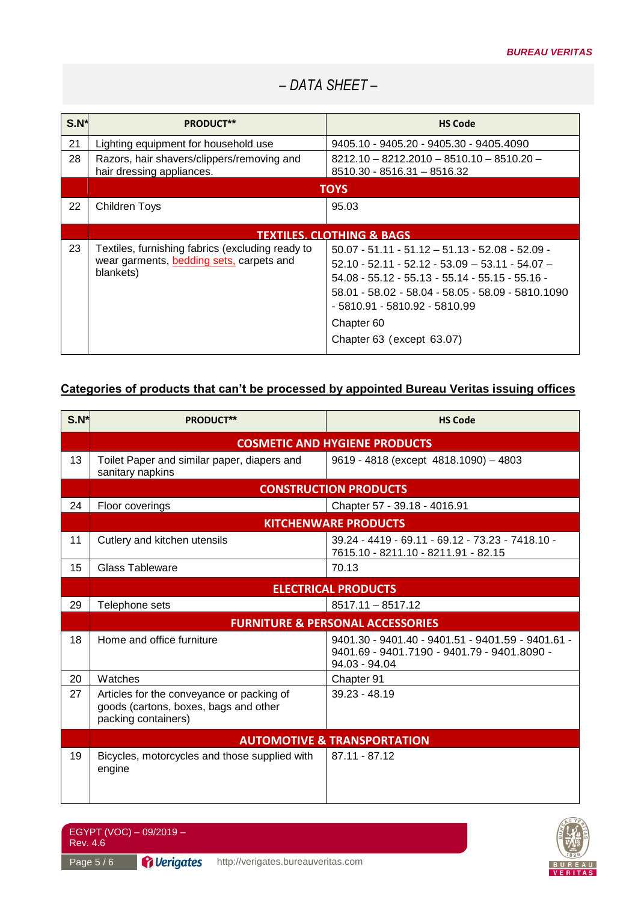*– DATA SHEET –*

| S.N* | PRODUCT** | HS Code |
|---|---|---|
| 21 | Lighting equipment for household use | 9405.10 - 9405.20 - 9405.30 - 9405.4090 |
| 28 | Razors, hair shavers/clippers/removing and hair dressing appliances. | 8212.10 – 8212.2010 – 8510.10 – 8510.20 – 8510.30 - 8516.31 – 8516.32 |
| | **TOYS** | |
| 22 | Children Toys | 95.03 |
| | **TEXTILES, CLOTHING & BAGS** | |
| 23 | Textiles, furnishing fabrics (excluding ready to wear garments, bedding sets, carpets and blankets) | 50.07 - 51.11 - 51.12 – 51.13 - 52.08 - 52.09 - 52.10 - 52.11 - 52.12 - 53.09 – 53.11 - 54.07 – 54.08 - 55.12 - 55.13 - 55.14 - 55.15 - 55.16 - 58.01 - 58.02 - 58.04 - 58.05 - 58.09 - 5810.1090 - 5810.91 - 5810.92 - 5810.99<br>Chapter 60<br>Chapter 63 (except 63.07) |

## Categories of products that can't be processed by appointed Bureau Veritas issuing offices

| S.N* | PRODUCT** | HS Code |
|---|---|---|
| | **COSMETIC AND HYGIENE PRODUCTS** | |
| 13 | Toilet Paper and similar paper, diapers and sanitary napkins | 9619 - 4818 (except 4818.1090) – 4803 |
| | **CONSTRUCTION PRODUCTS** | |
| 24 | Floor coverings | Chapter 57 - 39.18 - 4016.91 |
| | **KITCHENWARE PRODUCTS** | |
| 11 | Cutlery and kitchen utensils | 39.24 - 4419 - 69.11 - 69.12 - 73.23 - 7418.10 - 7615.10 - 8211.10 - 8211.91 - 82.15 |
| 15 | Glass Tableware | 70.13 |
| | **ELECTRICAL PRODUCTS** | |
| 29 | Telephone sets | 8517.11 – 8517.12 |
| | **FURNITURE & PERSONAL ACCESSORIES** | |
| 18 | Home and office furniture | 9401.30 - 9401.40 - 9401.51 - 9401.59 - 9401.61 - 9401.69 - 9401.7190 - 9401.79 - 9401.8090 - 94.03 - 94.04 |
| 20 | Watches | Chapter 91 |
| 27 | Articles for the conveyance or packing of goods (cartons, boxes, bags and other packing containers) | 39.23 - 48.19 |
| | **AUTOMOTIVE & TRANSPORTATION** | |
| 19 | Bicycles, motorcycles and those supplied with engine | 87.11 - 87.12 |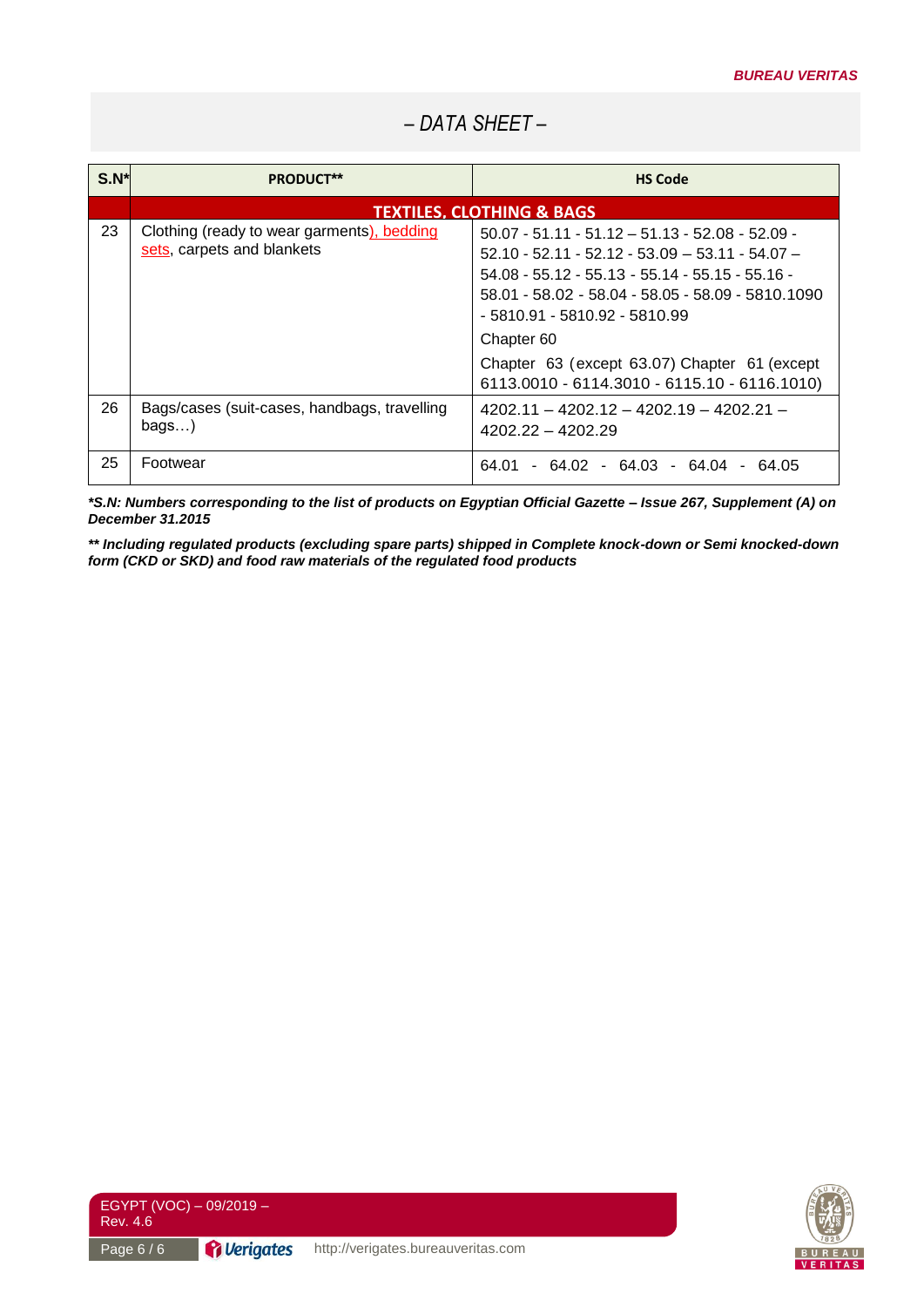*– DATA SHEET –*

| S.N* | PRODUCT** | HS Code |
|---|---|---|
| | **TEXTILES, CLOTHING & BAGS** | |
| 23 | Clothing (ready to wear garments), bedding sets, carpets and blankets | 50.07 - 51.11 - 51.12 – 51.13 - 52.08 - 52.09 - 52.10 - 52.11 - 52.12 - 53.09 – 53.11 - 54.07 – 54.08 - 55.12 - 55.13 - 55.14 - 55.15 - 55.16 - 58.01 - 58.02 - 58.04 - 58.05 - 58.09 - 5810.1090 - 5810.91 - 5810.92 - 5810.99<br>Chapter 60<br>Chapter 63 (except 63.07) Chapter 61 (except 6113.0010 - 6114.3010 - 6115.10 - 6116.1010) |
| 26 | Bags/cases (suit-cases, handbags, travelling bags…) | 4202.11 – 4202.12 – 4202.19 – 4202.21 – 4202.22 – 4202.29 |
| 25 | Footwear | 64.01 - 64.02 - 64.03 - 64.04 - 64.05 |

***S.N: Numbers corresponding to the list of products on Egyptian Official Gazette – Issue 267, Supplement (A) on December 31.2015***

***** Including regulated products (excluding spare parts) shipped in Complete knock-down or Semi knocked-down form (CKD or SKD) and food raw materials of the regulated food products***